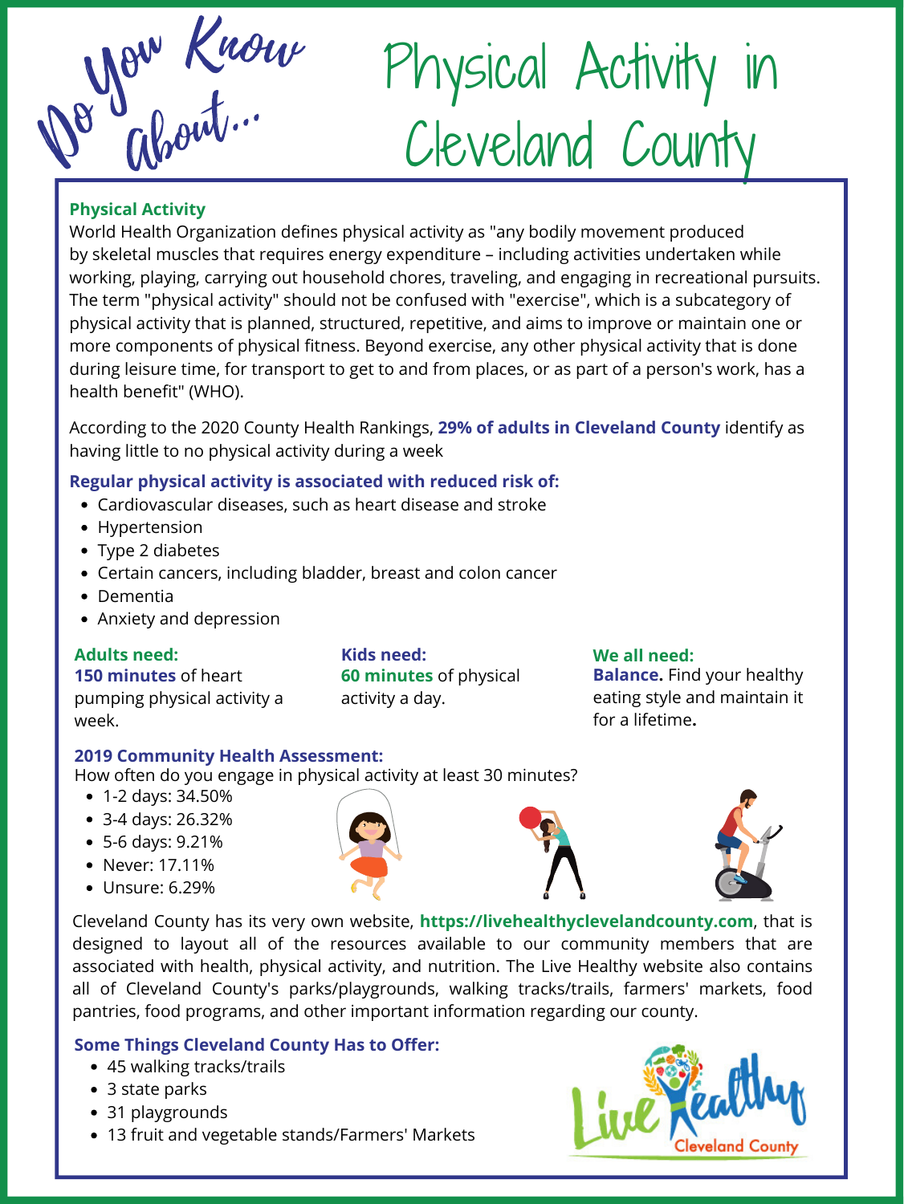Do You Know About...

# Physical Activity in Cleveland County

### Physical Activity

World Health Organization defines physical activity as "any bodily movement produced by skeletal muscles that requires energy expenditure – including activities undertaken while working, playing, carrying out household chores, traveling, and engaging in recreational pursuits. The term "physical activity" should not be confused with "exercise", which is a subcategory of physical activity that is planned, structured, repetitive, and aims to improve or maintain one or more components of physical fitness. Beyond exercise, any other physical activity that is done during leisure time, for transport to get to and from places, or as part of a person's work, has a health benefit" (WHO).

According to the 2020 County Health Rankings, **29% of adults in Cleveland County** identify as having little to no physical activity during a week

**Regular physical activity is associated with reduced risk of:**

- Cardiovascular diseases, such as heart disease and stroke
- Hypertension
- Type 2 diabetes
- Certain cancers, including bladder, breast and colon cancer
- Dementia
- Anxiety and depression

**Adults need:**
**150 minutes** of heart pumping physical activity a week.

**Kids need:**
**60 minutes** of physical activity a day.

**We all need:**
**Balance.** Find your healthy eating style and maintain it for a lifetime**.**

**2019 Community Health Assessment:**
How often do you engage in physical activity at least 30 minutes?

- 1-2 days: 34.50%
- 3-4 days: 26.32%
- 5-6 days: 9.21%
- Never: 17.11%
- Unsure: 6.29%

Cleveland County has its very own website, **https://livehealthyclevelandcounty.com**, that is designed to layout all of the resources available to our community members that are associated with health, physical activity, and nutrition. The Live Healthy website also contains all of Cleveland County's parks/playgrounds, walking tracks/trails, farmers' markets, food pantries, food programs, and other important information regarding our county.

**Some Things Cleveland County Has to Offer:**

- 45 walking tracks/trails
- 3 state parks
- 31 playgrounds
- 13 fruit and vegetable stands/Farmers' Markets

Live Healthy Cleveland County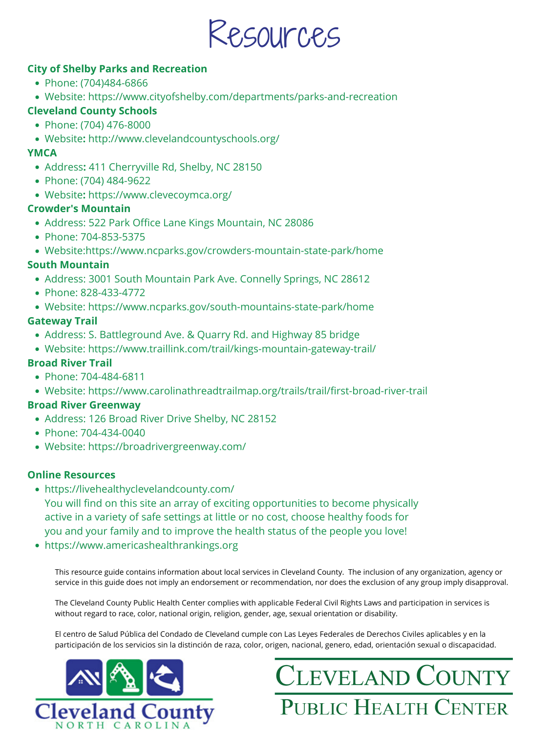# Resources

**City of Shelby Parks and Recreation**

- Phone: (704)484-6866
- Website: https://www.cityofshelby.com/departments/parks-and-recreation

**Cleveland County Schools**

- Phone: (704) 476-8000
- Website**:** http://www.clevelandcountyschools.org/

**YMCA**

- Address**:** 411 Cherryville Rd, Shelby, NC 28150
- Phone: (704) 484-9622
- Website**:** https://www.clevecoymca.org/

**Crowder's Mountain**

- Address: 522 Park Office Lane Kings Mountain, NC 28086
- Phone: 704-853-5375
- Website:https://www.ncparks.gov/crowders-mountain-state-park/home

**South Mountain**

- Address: 3001 South Mountain Park Ave. Connelly Springs, NC 28612
- Phone: 828-433-4772
- Website: https://www.ncparks.gov/south-mountains-state-park/home

**Gateway Trail**

- Address: S. Battleground Ave. & Quarry Rd. and Highway 85 bridge
- Website: https://www.traillink.com/trail/kings-mountain-gateway-trail/

**Broad River Trail**

- Phone: 704-484-6811
- Website: https://www.carolinathreadtrailmap.org/trails/trail/first-broad-river-trail

**Broad River Greenway**

- Address: 126 Broad River Drive Shelby, NC 28152
- Phone: 704-434-0040
- Website: https://broadrivergreenway.com/

**Online Resources**

- https://livehealthyclevelandcounty.com/
  You will find on this site an array of exciting opportunities to become physically active in a variety of safe settings at little or no cost, choose healthy foods for you and your family and to improve the health status of the people you love!
- https://www.americashealthrankings.org

This resource guide contains information about local services in Cleveland County. The inclusion of any organization, agency or service in this guide does not imply an endorsement or recommendation, nor does the exclusion of any group imply disapproval.

The Cleveland County Public Health Center complies with applicable Federal Civil Rights Laws and participation in services is without regard to race, color, national origin, religion, gender, age, sexual orientation or disability.

El centro de Salud Pública del Condado de Cleveland cumple con Las Leyes Federales de Derechos Civiles aplicables y en la participación de los servicios sin la distinción de raza, color, origen, nacional, genero, edad, orientación sexual o discapacidad.

Cleveland County
NORTH CAROLINA

CLEVELAND COUNTY
PUBLIC HEALTH CENTER